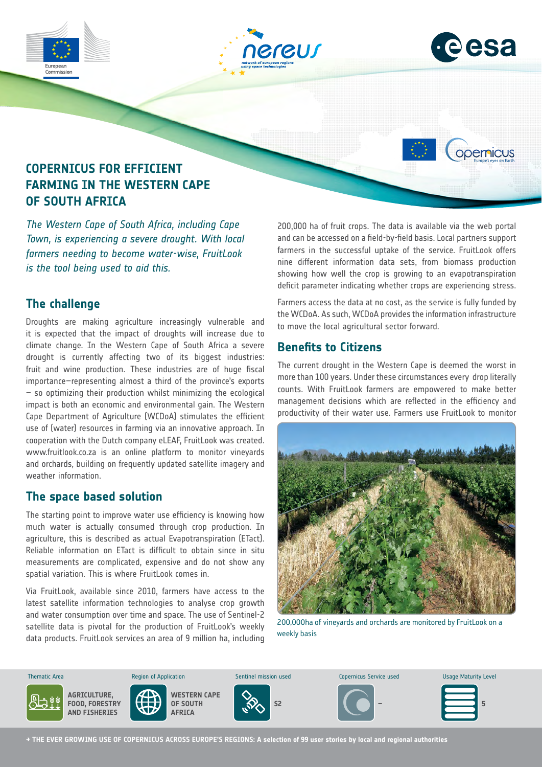# COPERNICUS FOR EFFICIENT FARMING IN THE WESTERN CAPE OF SOUTH AFRICA

*The Western Cape of South Africa, including Cape Town, is experiencing a severe drought. With local farmers needing to become water-wise, FruitLook is the tool being used to aid this.*

## The challenge

Droughts are making agriculture increasingly vulnerable and it is expected that the impact of droughts will increase due to climate change. In the Western Cape of South Africa a severe drought is currently affecting two of its biggest industries: fruit and wine production. These industries are of huge fiscal importance—representing almost a third of the province's exports – so optimizing their production whilst minimizing the ecological impact is both an economic and environmental gain. The Western Cape Department of Agriculture (WCDoA) stimulates the efficient use of (water) resources in farming via an innovative approach. In cooperation with the Dutch company eLEAF, FruitLook was created. www.fruitlook.co.za is an online platform to monitor vineyards and orchards, building on frequently updated satellite imagery and weather information.

## The space based solution

The starting point to improve water use efficiency is knowing how much water is actually consumed through crop production. In agriculture, this is described as actual Evapotranspiration (ETact). Reliable information on ETact is difficult to obtain since in situ measurements are complicated, expensive and do not show any spatial variation. This is where FruitLook comes in.

Via FruitLook, available since 2010, farmers have access to the latest satellite information technologies to analyse crop growth and water consumption over time and space. The use of Sentinel-2 satellite data is pivotal for the production of FruitLook's weekly data products. FruitLook services an area of 9 million ha, including 200,000 ha of fruit crops. The data is available via the web portal and can be accessed on a field-by-field basis. Local partners support farmers in the successful uptake of the service. FruitLook offers nine different information data sets, from biomass production showing how well the crop is growing to an evapotranspiration deficit parameter indicating whether crops are experiencing stress.

Farmers access the data at no cost, as the service is fully funded by the WCDoA. As such, WCDoA provides the information infrastructure to move the local agricultural sector forward.

## Benefits to Citizens

The current drought in the Western Cape is deemed the worst in more than 100 years. Under these circumstances every drop literally counts. With FruitLook farmers are empowered to make better management decisions which are reflected in the efficiency and productivity of their water use. Farmers use FruitLook to monitor

200,000ha of vineyards and orchards are monitored by FruitLook on a weekly basis

| Thematic Area | Region of Application | Sentinel mission used | Copernicus Service used | Usage Maturity Level |
|---|---|---|---|---|
| AGRICULTURE, FOOD, FORESTRY AND FISHERIES | WESTERN CAPE OF SOUTH AFRICA | S2 | – | 5 |

→ THE EVER GROWING USE OF COPERNICUS ACROSS EUROPE'S REGIONS: A selection of 99 user stories by local and regional authorities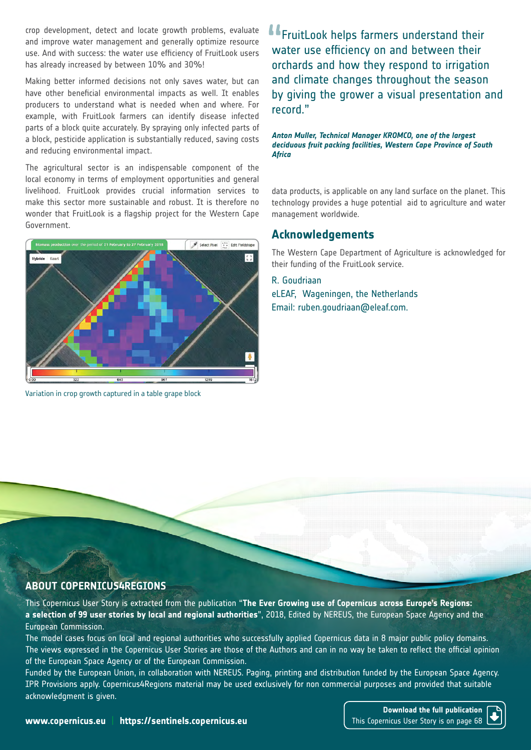crop development, detect and locate growth problems, evaluate and improve water management and generally optimize resource use. And with success: the water use efficiency of FruitLook users has already increased by between 10% and 30%!

Making better informed decisions not only saves water, but can have other beneficial environmental impacts as well. It enables producers to understand what is needed when and where. For example, with FruitLook farmers can identify disease infected parts of a block quite accurately. By spraying only infected parts of a block, pesticide application is substantially reduced, saving costs and reducing environmental impact.

The agricultural sector is an indispensable component of the local economy in terms of employment opportunities and general livelihood. FruitLook provides crucial information services to make this sector more sustainable and robust. It is therefore no wonder that FruitLook is a flagship project for the Western Cape Government.

Biomass production over the period of 21 February to 27 February 2018

Select Pixel

Edit Fieldshape

Hybride

Kaart

0.00

322

645

967

1289

1612

Variation in crop growth captured in a table grape block

> "FruitLook helps farmers understand their water use efficiency on and between their orchards and how they respond to irrigation and climate changes throughout the season by giving the grower a visual presentation and record."

***Anton Muller, Technical Manager KROMCO, one of the largest deciduous fruit packing facilities, Western Cape Province of South Africa***

data products, is applicable on any land surface on the planet. This technology provides a huge potential aid to agriculture and water management worldwide.

## Acknowledgements

The Western Cape Department of Agriculture is acknowledged for their funding of the FruitLook service.

R. Goudriaan
eLEAF, Wageningen, the Netherlands
Email: ruben.goudriaan@eleaf.com.

## ABOUT COPERNICUS4REGIONS

This Copernicus User Story is extracted from the publication "**The Ever Growing use of Copernicus across Europe's Regions: a selection of 99 user stories by local and regional authorities**", 2018, Edited by NEREUS, the European Space Agency and the European Commission.
The model cases focus on local and regional authorities who successfully applied Copernicus data in 8 major public policy domains. The views expressed in the Copernicus User Stories are those of the Authors and can in no way be taken to reflect the official opinion of the European Space Agency or of the European Commission.
Funded by the European Union, in collaboration with NEREUS. Paging, printing and distribution funded by the European Space Agency. IPR Provisions apply. Copernicus4Regions material may be used exclusively for non commercial purposes and provided that suitable acknowledgment is given.

**www.copernicus.eu** | **https://sentinels.copernicus.eu**

**Download the full publication**
This Copernicus User Story is on page 68